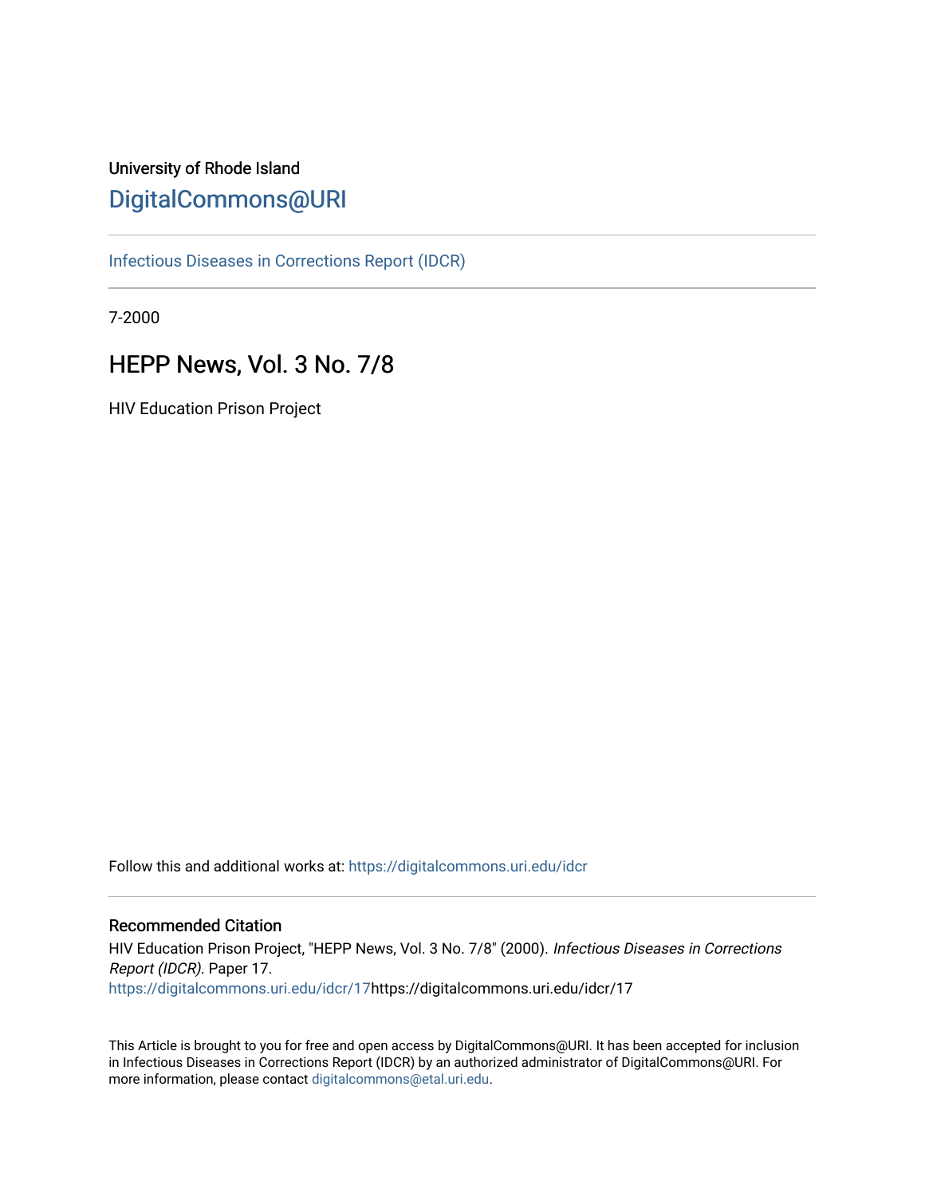University of Rhode Island

# DigitalCommons@URI

Infectious Diseases in Corrections Report (IDCR)

7-2000

## HEPP News, Vol. 3 No. 7/8

HIV Education Prison Project

Follow this and additional works at: https://digitalcommons.uri.edu/idcr

### Recommended Citation

HIV Education Prison Project, "HEPP News, Vol. 3 No. 7/8" (2000). *Infectious Diseases in Corrections Report (IDCR).* Paper 17.
https://digitalcommons.uri.edu/idcr/17https://digitalcommons.uri.edu/idcr/17

This Article is brought to you for free and open access by DigitalCommons@URI. It has been accepted for inclusion in Infectious Diseases in Corrections Report (IDCR) by an authorized administrator of DigitalCommons@URI. For more information, please contact digitalcommons@etal.uri.edu.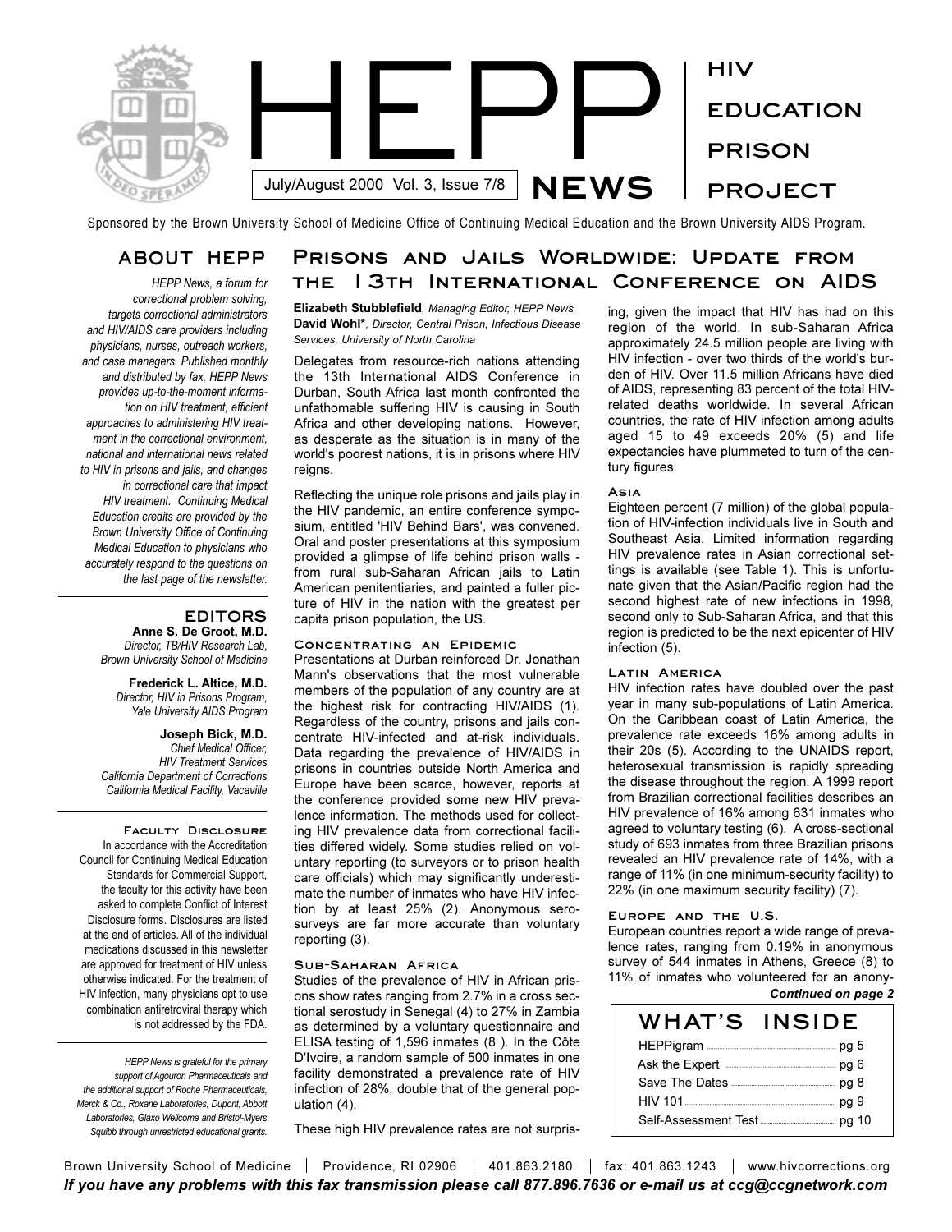# HEPP NEWS

July/August 2000 Vol. 3, Issue 7/8

HIV EDUCATION PRISON PROJECT

Sponsored by the Brown University School of Medicine Office of Continuing Medical Education and the Brown University AIDS Program.

## ABOUT HEPP

*HEPP News, a forum for correctional problem solving, targets correctional administrators and HIV/AIDS care providers including physicians, nurses, outreach workers, and case managers. Published monthly and distributed by fax, HEPP News provides up-to-the-moment information on HIV treatment, efficient approaches to administering HIV treatment in the correctional environment, national and international news related to HIV in prisons and jails, and changes in correctional care that impact HIV treatment. Continuing Medical Education credits are provided by the Brown University Office of Continuing Medical Education to physicians who accurately respond to the questions on the last page of the newsletter.*

## EDITORS

**Anne S. De Groot, M.D.**
*Director, TB/HIV Research Lab, Brown University School of Medicine*

**Frederick L. Altice, M.D.**
*Director, HIV in Prisons Program, Yale University AIDS Program*

**Joseph Bick, M.D.**
*Chief Medical Officer, HIV Treatment Services California Department of Corrections California Medical Facility, Vacaville*

### Faculty Disclosure

In accordance with the Accreditation Council for Continuing Medical Education Standards for Commercial Support, the faculty for this activity have been asked to complete Conflict of Interest Disclosure forms. Disclosures are listed at the end of articles. All of the individual medications discussed in this newsletter are approved for treatment of HIV unless otherwise indicated. For the treatment of HIV infection, many physicians opt to use combination antiretroviral therapy which is not addressed by the FDA.

*HEPP News is grateful for the primary support of Agouron Pharmaceuticals and the additional support of Roche Pharmaceuticals, Merck & Co., Roxane Laboratories, Dupont, Abbott Laboratories, Glaxo Wellcome and Bristol-Myers Squibb through unrestricted educational grants.*

# Prisons and Jails Worldwide: Update from the 13th International Conference on AIDS

**Elizabeth Stubblefield**, *Managing Editor, HEPP News*
**David Wohl**\*, *Director, Central Prison, Infectious Disease Services, University of North Carolina*

Delegates from resource-rich nations attending the 13th International AIDS Conference in Durban, South Africa last month confronted the unfathomable suffering HIV is causing in South Africa and other developing nations. However, as desperate as the situation is in many of the world's poorest nations, it is in prisons where HIV reigns.

Reflecting the unique role prisons and jails play in the HIV pandemic, an entire conference symposium, entitled 'HIV Behind Bars', was convened. Oral and poster presentations at this symposium provided a glimpse of life behind prison walls - from rural sub-Saharan African jails to Latin American penitentiaries, and painted a fuller picture of HIV in the nation with the greatest per capita prison population, the US.

### Concentrating an Epidemic

Presentations at Durban reinforced Dr. Jonathan Mann's observations that the most vulnerable members of the population of any country are at the highest risk for contracting HIV/AIDS (1). Regardless of the country, prisons and jails concentrate HIV-infected and at-risk individuals. Data regarding the prevalence of HIV/AIDS in prisons in countries outside North America and Europe have been scarce, however, reports at the conference provided some new HIV prevalence information. The methods used for collecting HIV prevalence data from correctional facilities differed widely. Some studies relied on voluntary reporting (to surveyors or to prison health care officials) which may significantly underestimate the number of inmates who have HIV infection by at least 25% (2). Anonymous serosurveys are far more accurate than voluntary reporting (3).

### Sub-Saharan Africa

Studies of the prevalence of HIV in African prisons show rates ranging from 2.7% in a cross sectional serostudy in Senegal (4) to 27% in Zambia as determined by a voluntary questionnaire and ELISA testing of 1,596 inmates (8 ). In the Côte D'Ivoire, a random sample of 500 inmates in one facility demonstrated a prevalence rate of HIV infection of 28%, double that of the general population (4).

These high HIV prevalence rates are not surprising, given the impact that HIV has had on this region of the world. In sub-Saharan Africa approximately 24.5 million people are living with HIV infection - over two thirds of the world's burden of HIV. Over 11.5 million Africans have died of AIDS, representing 83 percent of the total HIV-related deaths worldwide. In several African countries, the rate of HIV infection among adults aged 15 to 49 exceeds 20% (5) and life expectancies have plummeted to turn of the century figures.

### Asia

Eighteen percent (7 million) of the global population of HIV-infection individuals live in South and Southeast Asia. Limited information regarding HIV prevalence rates in Asian correctional settings is available (see Table 1). This is unfortunate given that the Asian/Pacific region had the second highest rate of new infections in 1998, second only to Sub-Saharan Africa, and that this region is predicted to be the next epicenter of HIV infection (5).

### Latin America

HIV infection rates have doubled over the past year in many sub-populations of Latin America. On the Caribbean coast of Latin America, the prevalence rate exceeds 16% among adults in their 20s (5). According to the UNAIDS report, heterosexual transmission is rapidly spreading the disease throughout the region. A 1999 report from Brazilian correctional facilities describes an HIV prevalence of 16% among 631 inmates who agreed to voluntary testing (6). A cross-sectional study of 693 inmates from three Brazilian prisons revealed an HIV prevalence rate of 14%, with a range of 11% (in one minimum-security facility) to 22% (in one maximum security facility) (7).

### Europe and the U.S.

European countries report a wide range of prevalence rates, ranging from 0.19% in anonymous survey of 544 inmates in Athens, Greece (8) to 11% of inmates who volunteered for an anony-

***Continued on page 2***

## WHAT'S INSIDE

- HEPPigram ... pg 5
- Ask the Expert ... pg 6
- Save The Dates ... pg 8
- HIV 101 ... pg 9
- Self-Assessment Test ... pg 10

Brown University School of Medicine | Providence, RI 02906 | 401.863.2180 | fax: 401.863.1243 | www.hivcorrections.org

***If you have any problems with this fax transmission please call 877.896.7636 or e-mail us at ccg@ccgnetwork.com***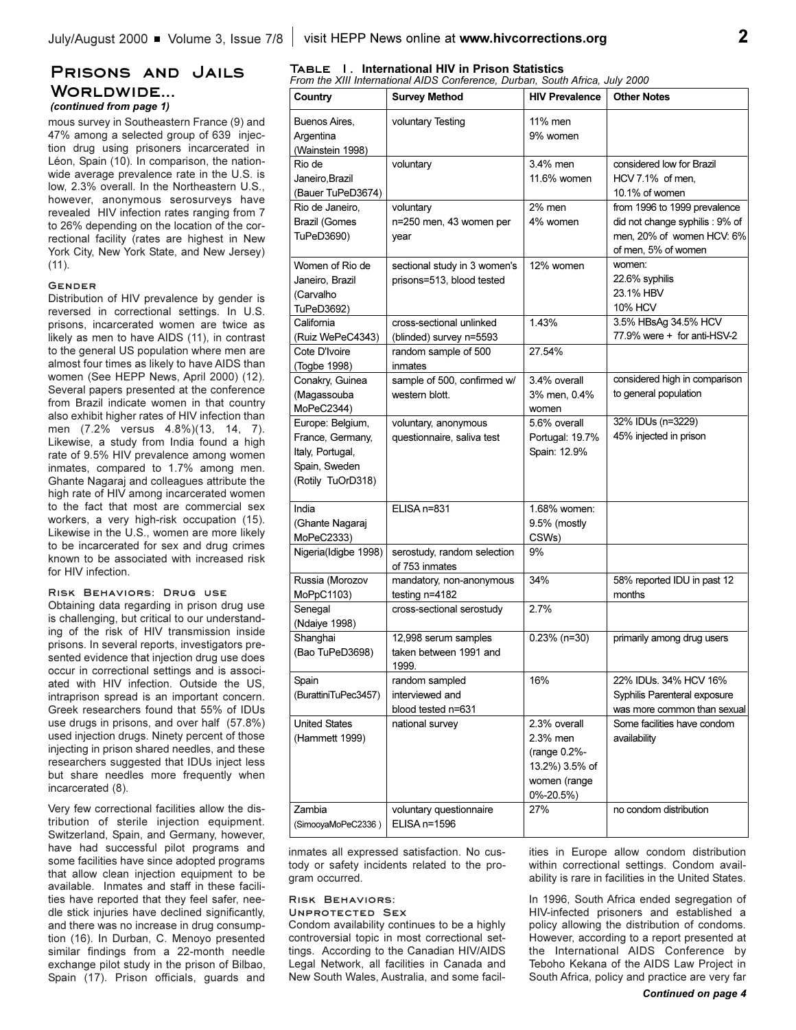## Prisons and Jails Worldwide...

*(continued from page 1)*

mous survey in Southeastern France (9) and 47% among a selected group of 639 injection drug using prisoners incarcerated in Léon, Spain (10). In comparison, the nationwide average prevalence rate in the U.S. is low, 2.3% overall. In the Northeastern U.S., however, anonymous serosurveys have revealed HIV infection rates ranging from 7 to 26% depending on the location of the correctional facility (rates are highest in New York City, New York State, and New Jersey) (11).

### Gender

Distribution of HIV prevalence by gender is reversed in correctional settings. In U.S. prisons, incarcerated women are twice as likely as men to have AIDS (11), in contrast to the general US population where men are almost four times as likely to have AIDS than women (See HEPP News, April 2000) (12). Several papers presented at the conference from Brazil indicate women in that country also exhibit higher rates of HIV infection than men (7.2% versus 4.8%)(13, 14, 7). Likewise, a study from India found a high rate of 9.5% HIV prevalence among women inmates, compared to 1.7% among men. Ghante Nagaraj and colleagues attribute the high rate of HIV among incarcerated women to the fact that most are commercial sex workers, a very high-risk occupation (15). Likewise in the U.S., women are more likely to be incarcerated for sex and drug crimes known to be associated with increased risk for HIV infection.

### Risk Behaviors: Drug use

Obtaining data regarding in prison drug use is challenging, but critical to our understanding of the risk of HIV transmission inside prisons. In several reports, investigators presented evidence that injection drug use does occur in correctional settings and is associated with HIV infection. Outside the US, intraprison spread is an important concern. Greek researchers found that 55% of IDUs use drugs in prisons, and over half (57.8%) used injection drugs. Ninety percent of those injecting in prison shared needles, and these researchers suggested that IDUs inject less but share needles more frequently when incarcerated (8).

Very few correctional facilities allow the distribution of sterile injection equipment. Switzerland, Spain, and Germany, however, have had successful pilot programs and some facilities have since adopted programs that allow clean injection equipment to be available. Inmates and staff in these facilities have reported that they feel safer, needle stick injuries have declined significantly, and there was no increase in drug consumption (16). In Durban, C. Menoyo presented similar findings from a 22-month needle exchange pilot study in the prison of Bilbao, Spain (17). Prison officials, guards and inmates all expressed satisfaction. No custody or safety incidents related to the program occurred.

**Table 1. International HIV in Prison Statistics**

*From the XIII International AIDS Conference, Durban, South Africa, July 2000*

| Country | Survey Method | HIV Prevalence | Other Notes |
|---|---|---|---|
| Buenos Aires, Argentina (Wainstein 1998) | voluntary Testing | 11% men<br>9% women | |
| Rio de Janeiro,Brazil (Bauer TuPeD3674) | voluntary | 3.4% men<br>11.6% women | considered low for Brazil<br>HCV 7.1% of men,<br>10.1% of women |
| Rio de Janeiro, Brazil (Gomes TuPeD3690) | voluntary<br>n=250 men, 43 women per year | 2% men<br>4% women | from 1996 to 1999 prevalence did not change syphilis : 9% of men, 20% of women HCV: 6% of men, 5% of women |
| Women of Rio de Janeiro, Brazil (Carvalho TuPeD3692) | sectional study in 3 women's prisons=513, blood tested | 12% women | women:<br>22.6% syphilis<br>23.1% HBV<br>10% HCV |
| California (Ruiz WePeC4343) | cross-sectional unlinked (blinded) survey n=5593 | 1.43% | 3.5% HBsAg 34.5% HCV<br>77.9% were + for anti-HSV-2 |
| Cote D'Ivoire (Togbe 1998) | random sample of 500 inmates | 27.54% | |
| Conakry, Guinea (Magassouba MoPeC2344) | sample of 500, confirmed w/ western blott. | 3.4% overall<br>3% men, 0.4% women | considered high in comparison to general population |
| Europe: Belgium, France, Germany, Italy, Portugal, Spain, Sweden (Rotily TuOrD318) | voluntary, anonymous questionnaire, saliva test | 5.6% overall<br>Portugal: 19.7%<br>Spain: 12.9% | 32% IDUs (n=3229)<br>45% injected in prison |
| India (Ghante Nagaraj MoPeC2333) | ELISA n=831 | 1.68% women:<br>9.5% (mostly CSWs) | |
| Nigeria(Idigbe 1998) | serostudy, random selection of 753 inmates | 9% | |
| Russia (Morozov MoPpC1103) | mandatory, non-anonymous testing n=4182 | 34% | 58% reported IDU in past 12 months |
| Senegal (Ndaiye 1998) | cross-sectional serostudy | 2.7% | |
| Shanghai (Bao TuPeD3698) | 12,998 serum samples taken between 1991 and 1999. | 0.23% (n=30) | primarily among drug users |
| Spain (BurattiniTuPec3457) | random sampled interviewed and blood tested n=631 | 16% | 22% IDUs. 34% HCV 16% Syphilis Parenteral exposure was more common than sexual |
| United States (Hammett 1999) | national survey | 2.3% overall<br>2.3% men (range 0.2%-13.2%) 3.5% of women (range 0%-20.5%) | Some facilities have condom availability |
| Zambia (SimooyaMoPeC2336 ) | voluntary questionnaire ELISA n=1596 | 27% | no condom distribution |

### Risk Behaviors: Unprotected Sex

Condom availability continues to be a highly controversial topic in most correctional settings. According to the Canadian HIV/AIDS Legal Network, all facilities in Canada and New South Wales, Australia, and some facilities in Europe allow condom distribution within correctional settings. Condom availability is rare in facilities in the United States.

In 1996, South Africa ended segregation of HIV-infected prisoners and established a policy allowing the distribution of condoms. However, according to a report presented at the International AIDS Conference by Teboho Kekana of the AIDS Law Project in South Africa, policy and practice are very far

***Continued on page 4***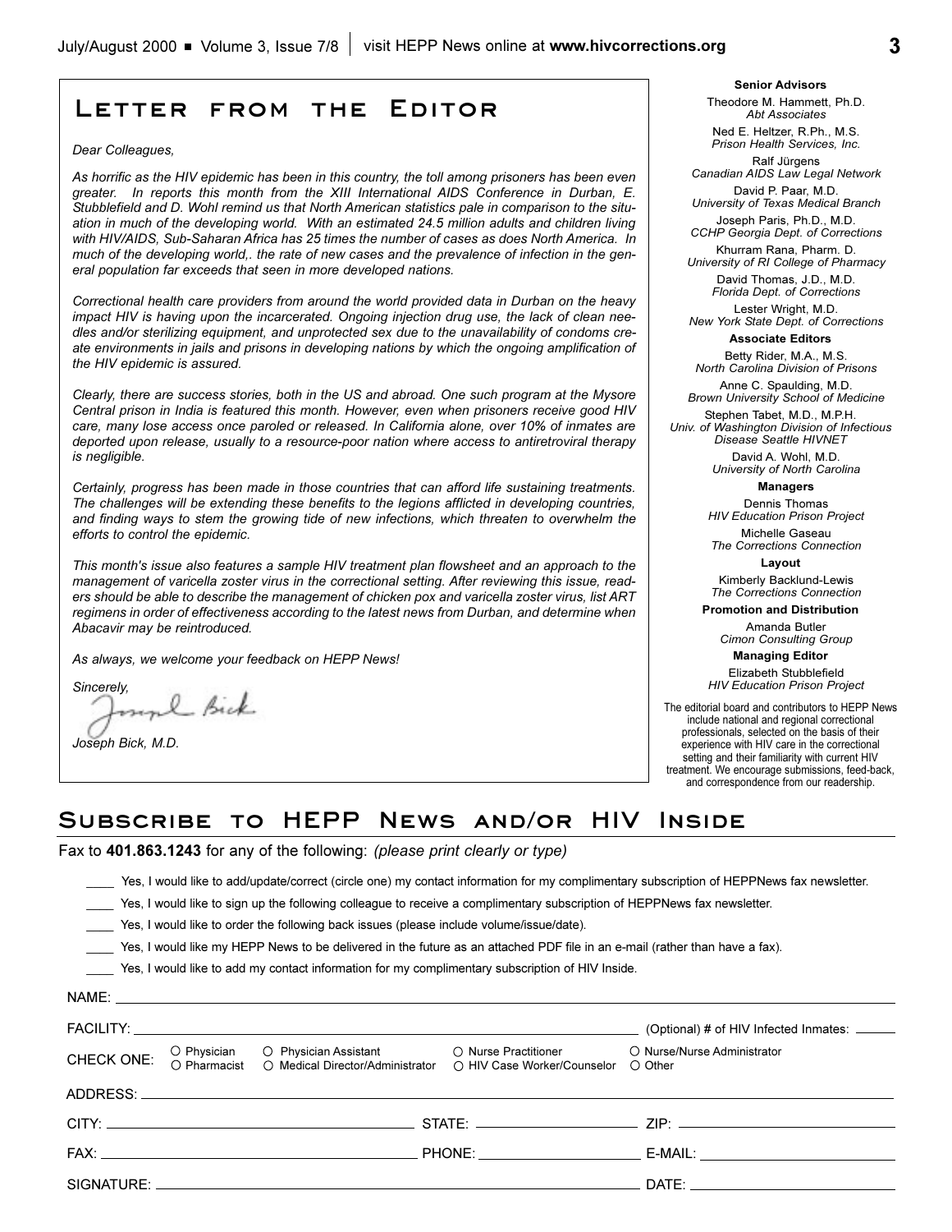# Letter from the Editor

*Dear Colleagues,*

*As horrific as the HIV epidemic has been in this country, the toll among prisoners has been even greater. In reports this month from the XIII International AIDS Conference in Durban, E. Stubblefield and D. Wohl remind us that North American statistics pale in comparison to the situation in much of the developing world. With an estimated 24.5 million adults and children living with HIV/AIDS, Sub-Saharan Africa has 25 times the number of cases as does North America. In much of the developing world,. the rate of new cases and the prevalence of infection in the general population far exceeds that seen in more developed nations.*

*Correctional health care providers from around the world provided data in Durban on the heavy impact HIV is having upon the incarcerated. Ongoing injection drug use, the lack of clean needles and/or sterilizing equipment, and unprotected sex due to the unavailability of condoms create environments in jails and prisons in developing nations by which the ongoing amplification of the HIV epidemic is assured.*

*Clearly, there are success stories, both in the US and abroad. One such program at the Mysore Central prison in India is featured this month. However, even when prisoners receive good HIV care, many lose access once paroled or released. In California alone, over 10% of inmates are deported upon release, usually to a resource-poor nation where access to antiretroviral therapy is negligible.*

*Certainly, progress has been made in those countries that can afford life sustaining treatments. The challenges will be extending these benefits to the legions afflicted in developing countries, and finding ways to stem the growing tide of new infections, which threaten to overwhelm the efforts to control the epidemic.*

*This month's issue also features a sample HIV treatment plan flowsheet and an approach to the management of varicella zoster virus in the correctional setting. After reviewing this issue, readers should be able to describe the management of chicken pox and varicella zoster virus, list ART regimens in order of effectiveness according to the latest news from Durban, and determine when Abacavir may be reintroduced.*

*As always, we welcome your feedback on HEPP News!*

*Sincerely,*

*Joseph Bick, M.D.*

**Senior Advisors**

Theodore M. Hammett, Ph.D.
*Abt Associates*

Ned E. Heltzer, R.Ph., M.S.
*Prison Health Services, Inc.*

Ralf Jürgens
*Canadian AIDS Law Legal Network*

David P. Paar, M.D.
*University of Texas Medical Branch*

Joseph Paris, Ph.D., M.D.
*CCHP Georgia Dept. of Corrections*

Khurram Rana, Pharm. D.
*University of RI College of Pharmacy*

David Thomas, J.D., M.D.
*Florida Dept. of Corrections*

Lester Wright, M.D.
*New York State Dept. of Corrections*

**Associate Editors**

Betty Rider, M.A., M.S.
*North Carolina Division of Prisons*

Anne C. Spaulding, M.D.
*Brown University School of Medicine*

Stephen Tabet, M.D., M.P.H.
*Univ. of Washington Division of Infectious Disease Seattle HIVNET*

David A. Wohl, M.D.
*University of North Carolina*

**Managers**

Dennis Thomas
*HIV Education Prison Project*

Michelle Gaseau
*The Corrections Connection*

**Layout**

Kimberly Backlund-Lewis
*The Corrections Connection*

**Promotion and Distribution**

Amanda Butler
*Cimon Consulting Group*

**Managing Editor**

Elizabeth Stubblefield
*HIV Education Prison Project*

The editorial board and contributors to HEPP News include national and regional correctional professionals, selected on the basis of their experience with HIV care in the correctional setting and their familiarity with current HIV treatment. We encourage submissions, feed-back, and correspondence from our readership.

# Subscribe to HEPP News and/or HIV Inside

Fax to **401.863.1243** for any of the following: *(please print clearly or type)*

____ Yes, I would like to add/update/correct (circle one) my contact information for my complimentary subscription of HEPPNews fax newsletter.

____ Yes, I would like to sign up the following colleague to receive a complimentary subscription of HEPPNews fax newsletter.

____ Yes, I would like to order the following back issues (please include volume/issue/date).

____ Yes, I would like my HEPP News to be delivered in the future as an attached PDF file in an e-mail (rather than have a fax).

____ Yes, I would like to add my contact information for my complimentary subscription of HIV Inside.

NAME: ____________________

FACILITY: ____________________ (Optional) # of HIV Infected Inmates: ______

CHECK ONE: ○ Physician ○ Physician Assistant ○ Nurse Practitioner ○ Nurse/Nurse Administrator ○ Pharmacist ○ Medical Director/Administrator ○ HIV Case Worker/Counselor ○ Other

ADDRESS: ____________________

CITY: ____________________ STATE: ____________________ ZIP: ____________________

FAX: ____________________ PHONE: ____________________ E-MAIL: ____________________

SIGNATURE: ____________________ DATE: ____________________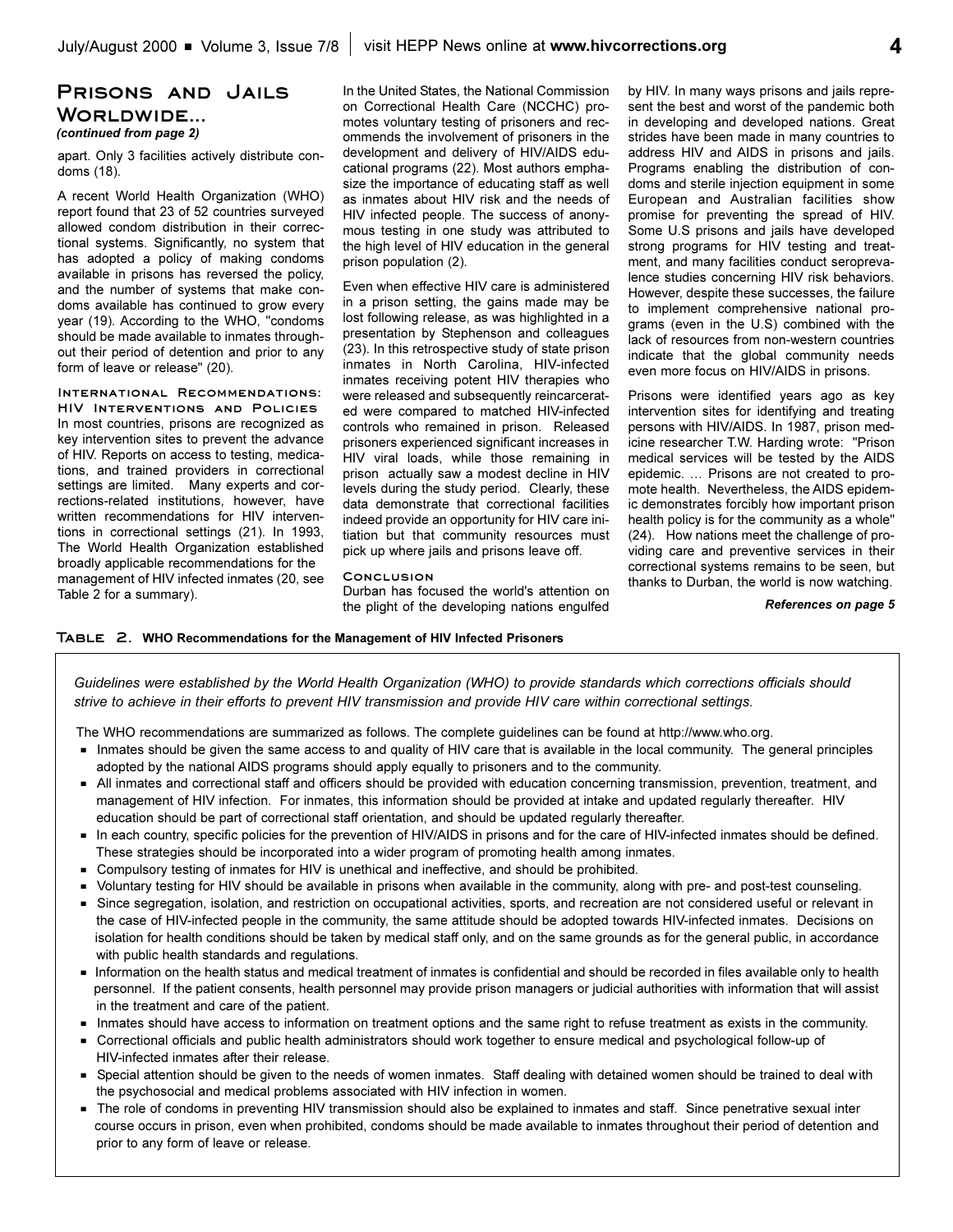## Prisons and Jails Worldwide...

*(continued from page 2)*

apart. Only 3 facilities actively distribute condoms (18).

A recent World Health Organization (WHO) report found that 23 of 52 countries surveyed allowed condom distribution in their correctional systems. Significantly, no system that has adopted a policy of making condoms available in prisons has reversed the policy, and the number of systems that make condoms available has continued to grow every year (19). According to the WHO, "condoms should be made available to inmates throughout their period of detention and prior to any form of leave or release" (20).

### International Recommendations: HIV Interventions and Policies

In most countries, prisons are recognized as key intervention sites to prevent the advance of HIV. Reports on access to testing, medications, and trained providers in correctional settings are limited. Many experts and corrections-related institutions, however, have written recommendations for HIV interventions in correctional settings (21). In 1993, The World Health Organization established broadly applicable recommendations for the management of HIV infected inmates (20, see Table 2 for a summary).

In the United States, the National Commission on Correctional Health Care (NCCHC) promotes voluntary testing of prisoners and recommends the involvement of prisoners in the development and delivery of HIV/AIDS educational programs (22). Most authors emphasize the importance of educating staff as well as inmates about HIV risk and the needs of HIV infected people. The success of anonymous testing in one study was attributed to the high level of HIV education in the general prison population (2).

Even when effective HIV care is administered in a prison setting, the gains made may be lost following release, as was highlighted in a presentation by Stephenson and colleagues (23). In this retrospective study of state prison inmates in North Carolina, HIV-infected inmates receiving potent HIV therapies who were released and subsequently reincarcerated were compared to matched HIV-infected controls who remained in prison. Released prisoners experienced significant increases in HIV viral loads, while those remaining in prison actually saw a modest decline in HIV levels during the study period. Clearly, these data demonstrate that correctional facilities indeed provide an opportunity for HIV care initiation but that community resources must pick up where jails and prisons leave off.

### Conclusion

Durban has focused the world's attention on the plight of the developing nations engulfed by HIV. In many ways prisons and jails represent the best and worst of the pandemic both in developing and developed nations. Great strides have been made in many countries to address HIV and AIDS in prisons and jails. Programs enabling the distribution of condoms and sterile injection equipment in some European and Australian facilities show promise for preventing the spread of HIV. Some U.S prisons and jails have developed strong programs for HIV testing and treatment, and many facilities conduct seroprevalence studies concerning HIV risk behaviors. However, despite these successes, the failure to implement comprehensive national programs (even in the U.S) combined with the lack of resources from non-western countries indicate that the global community needs even more focus on HIV/AIDS in prisons.

Prisons were identified years ago as key intervention sites for identifying and treating persons with HIV/AIDS. In 1987, prison medicine researcher T.W. Harding wrote: "Prison medical services will be tested by the AIDS epidemic. … Prisons are not created to promote health. Nevertheless, the AIDS epidemic demonstrates forcibly how important prison health policy is for the community as a whole" (24). How nations meet the challenge of providing care and preventive services in their correctional systems remains to be seen, but thanks to Durban, the world is now watching.

***References on page 5***

### Table 2. WHO Recommendations for the Management of HIV Infected Prisoners

*Guidelines were established by the World Health Organization (WHO) to provide standards which corrections officials should strive to achieve in their efforts to prevent HIV transmission and provide HIV care within correctional settings.*

The WHO recommendations are summarized as follows. The complete guidelines can be found at http://www.who.org.

- Inmates should be given the same access to and quality of HIV care that is available in the local community. The general principles adopted by the national AIDS programs should apply equally to prisoners and to the community.
- All inmates and correctional staff and officers should be provided with education concerning transmission, prevention, treatment, and management of HIV infection. For inmates, this information should be provided at intake and updated regularly thereafter. HIV education should be part of correctional staff orientation, and should be updated regularly thereafter.
- In each country, specific policies for the prevention of HIV/AIDS in prisons and for the care of HIV-infected inmates should be defined. These strategies should be incorporated into a wider program of promoting health among inmates.
- Compulsory testing of inmates for HIV is unethical and ineffective, and should be prohibited.
- Voluntary testing for HIV should be available in prisons when available in the community, along with pre- and post-test counseling.
- Since segregation, isolation, and restriction on occupational activities, sports, and recreation are not considered useful or relevant in the case of HIV-infected people in the community, the same attitude should be adopted towards HIV-infected inmates. Decisions on isolation for health conditions should be taken by medical staff only, and on the same grounds as for the general public, in accordance with public health standards and regulations.
- Information on the health status and medical treatment of inmates is confidential and should be recorded in files available only to health personnel. If the patient consents, health personnel may provide prison managers or judicial authorities with information that will assist in the treatment and care of the patient.
- Inmates should have access to information on treatment options and the same right to refuse treatment as exists in the community.
- Correctional officials and public health administrators should work together to ensure medical and psychological follow-up of HIV-infected inmates after their release.
- Special attention should be given to the needs of women inmates. Staff dealing with detained women should be trained to deal with the psychosocial and medical problems associated with HIV infection in women.
- The role of condoms in preventing HIV transmission should also be explained to inmates and staff. Since penetrative sexual intercourse occurs in prison, even when prohibited, condoms should be made available to inmates throughout their period of detention and prior to any form of leave or release.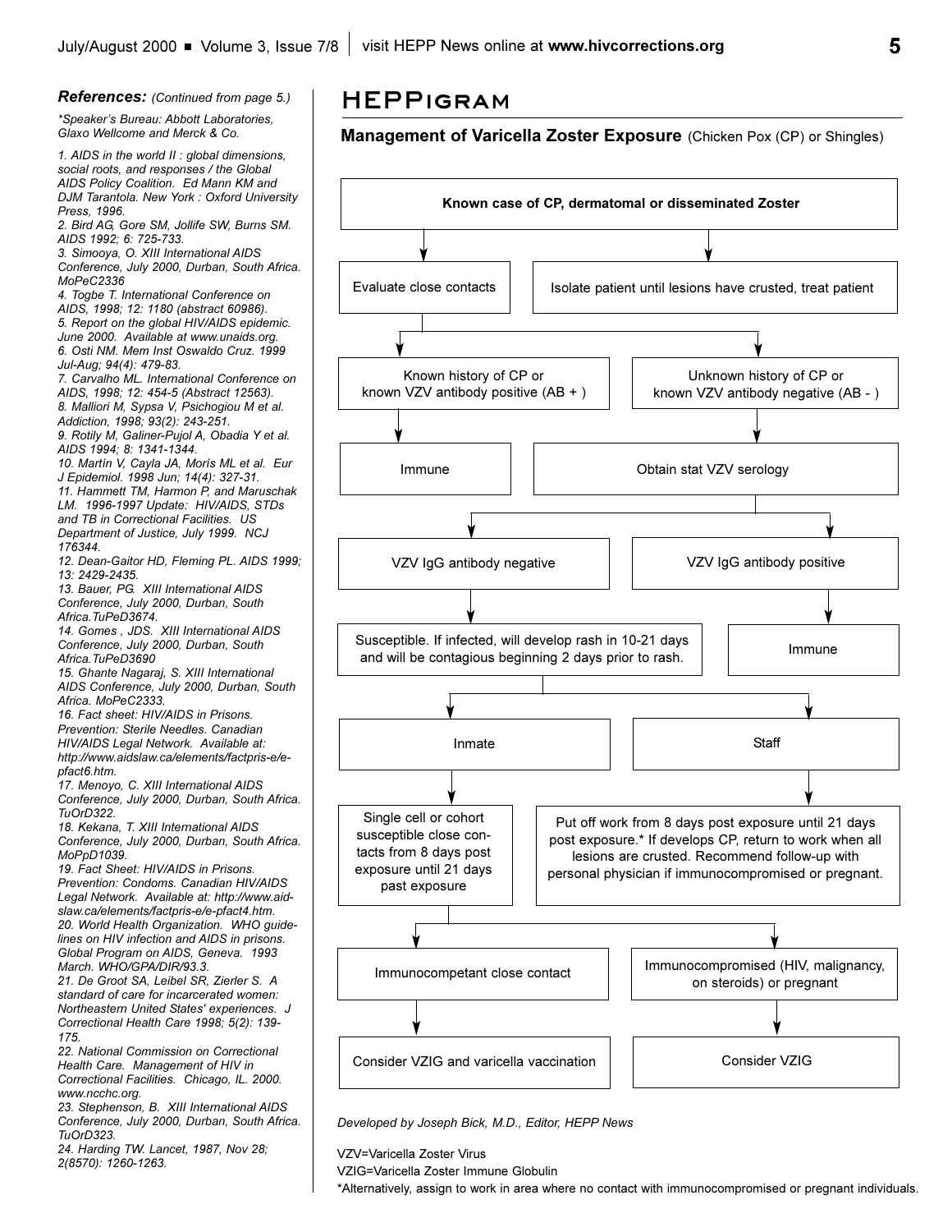***References:*** *(Continued from page 5.)*

*\*Speaker's Bureau: Abbott Laboratories, Glaxo Wellcome and Merck & Co.*

*1. AIDS in the world II : global dimensions, social roots, and responses / the Global AIDS Policy Coalition. Ed Mann KM and DJM Tarantola. New York : Oxford University Press, 1996.*
*2. Bird AG, Gore SM, Jollife SW, Burns SM. AIDS 1992; 6: 725-733.*
*3. Simooya, O. XIII International AIDS Conference, July 2000, Durban, South Africa. MoPeC2336*
*4. Togbe T. International Conference on AIDS, 1998; 12: 1180 (abstract 60986).*
*5. Report on the global HIV/AIDS epidemic. June 2000. Available at www.unaids.org.*
*6. Osti NM. Mem Inst Oswaldo Cruz. 1999 Jul-Aug; 94(4): 479-83.*
*7. Carvalho ML. International Conference on AIDS, 1998; 12: 454-5 (Abstract 12563).*
*8. Malliori M, Sypsa V, Psichogiou M et al. Addiction, 1998; 93(2): 243-251.*
*9. Rotily M, Galiner-Pujol A, Obadia Y et al. AIDS 1994; 8: 1341-1344.*
*10. Martín V, Cayla JA, Morís ML et al. Eur J Epidemiol. 1998 Jun; 14(4): 327-31.*
*11. Hammett TM, Harmon P, and Maruschak LM. 1996-1997 Update: HIV/AIDS, STDs and TB in Correctional Facilities. US Department of Justice, July 1999. NCJ 176344.*
*12. Dean-Gaitor HD, Fleming PL. AIDS 1999; 13: 2429-2435.*
*13. Bauer, PG. XIII International AIDS Conference, July 2000, Durban, South Africa.TuPeD3674.*
*14. Gomes , JDS. XIII International AIDS Conference, July 2000, Durban, South Africa.TuPeD3690*
*15. Ghante Nagaraj, S. XIII International AIDS Conference, July 2000, Durban, South Africa. MoPeC2333.*
*16. Fact sheet: HIV/AIDS in Prisons. Prevention: Sterile Needles. Canadian HIV/AIDS Legal Network. Available at: http://www.aidslaw.ca/elements/factpris-e/e-pfact6.htm.*
*17. Menoyo, C. XIII International AIDS Conference, July 2000, Durban, South Africa. TuOrD322.*
*18. Kekana, T. XIII International AIDS Conference, July 2000, Durban, South Africa. MoPpD1039.*
*19. Fact Sheet: HIV/AIDS in Prisons. Prevention: Condoms. Canadian HIV/AIDS Legal Network. Available at: http://www.aidslaw.ca/elements/factpris-e/e-pfact4.htm.*
*20. World Health Organization. WHO guidelines on HIV infection and AIDS in prisons. Global Program on AIDS, Geneva. 1993 March. WHO/GPA/DIR/93.3.*
*21. De Groot SA, Leibel SR, Zierler S. A standard of care for incarcerated women: Northeastern United States' experiences. J Correctional Health Care 1998; 5(2): 139-175.*
*22. National Commission on Correctional Health Care. Management of HIV in Correctional Facilities. Chicago, IL. 2000. www.ncchc.org.*
*23. Stephenson, B. XIII International AIDS Conference, July 2000, Durban, South Africa. TuOrD323.*
*24. Harding TW. Lancet, 1987, Nov 28; 2(8570): 1260-1263.*

# HEPPIGRAM

**Management of Varicella Zoster Exposure** (Chicken Pox (CP) or Shingles)

**Known case of CP, dermatomal or disseminated Zoster**

- Isolate patient until lesions have crusted, treat patient
- Evaluate close contacts
  - Known history of CP or known VZV antibody positive (AB + ) → Immune
  - Unknown history of CP or known VZV antibody negative (AB - ) → Obtain stat VZV serology
    - VZV IgG antibody positive → Immune
    - VZV IgG antibody negative → Susceptible. If infected, will develop rash in 10-21 days and will be contagious beginning 2 days prior to rash.
      - Staff → Put off work from 8 days post exposure until 21 days post exposure.\* If develops CP, return to work when all lesions are crusted. Recommend follow-up with personal physician if immunocompromised or pregnant.
      - Inmate → Single cell or cohort susceptible close contacts from 8 days post exposure until 21 days past exposure
        - Immunocompetant close contact → Consider VZIG and varicella vaccination
        - Immunocompromised (HIV, malignancy, on steroids) or pregnant → Consider VZIG

*Developed by Joseph Bick, M.D., Editor, HEPP News*

VZV=Varicella Zoster Virus
VZIG=Varicella Zoster Immune Globulin
\*Alternatively, assign to work in area where no contact with immunocompromised or pregnant individuals.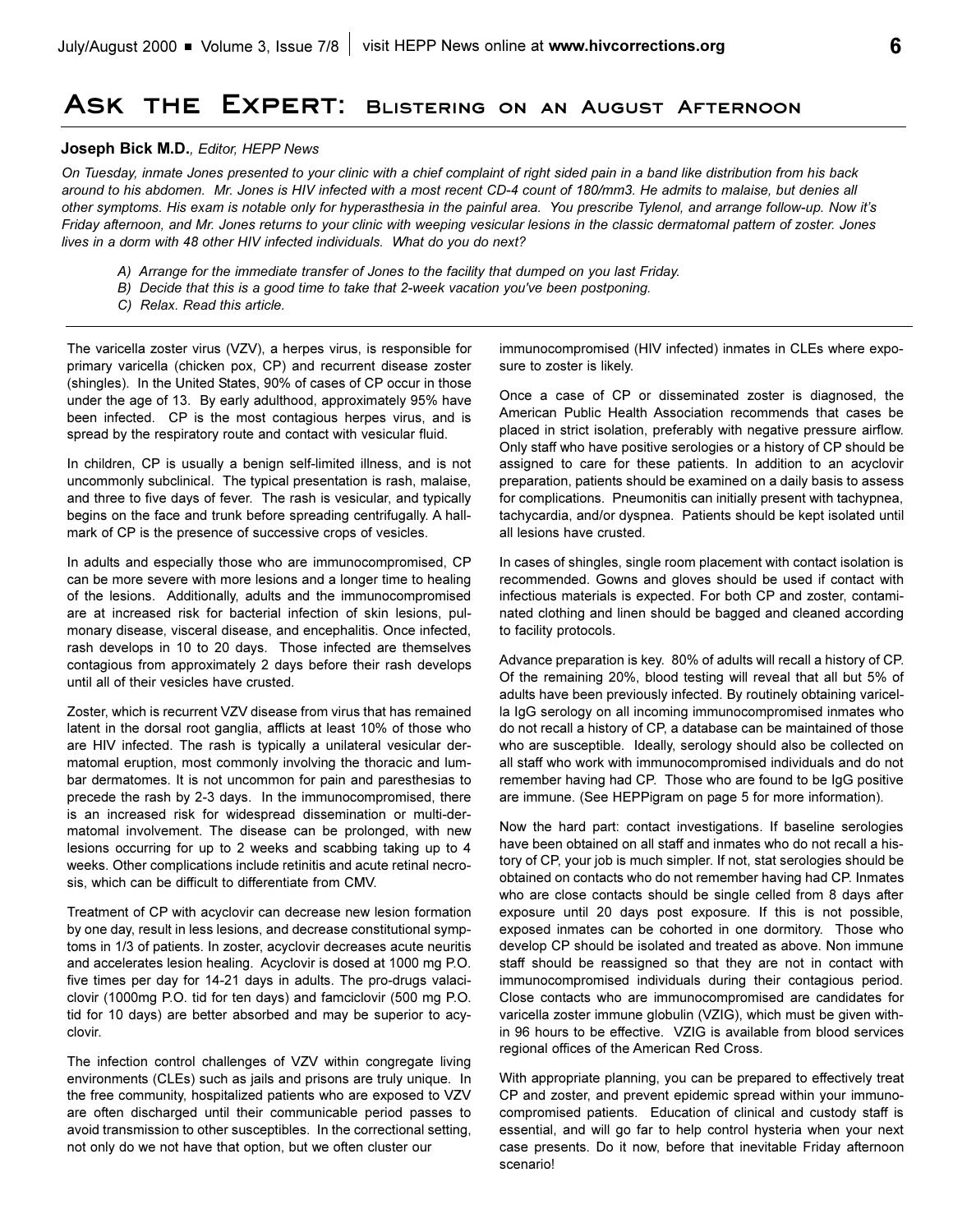# Ask the Expert: Blistering on an August Afternoon

**Joseph Bick M.D.**, *Editor, HEPP News*

*On Tuesday, inmate Jones presented to your clinic with a chief complaint of right sided pain in a band like distribution from his back around to his abdomen. Mr. Jones is HIV infected with a most recent CD-4 count of 180/mm3. He admits to malaise, but denies all other symptoms. His exam is notable only for hyperasthesia in the painful area. You prescribe Tylenol, and arrange follow-up. Now it's Friday afternoon, and Mr. Jones returns to your clinic with weeping vesicular lesions in the classic dermatomal pattern of zoster. Jones lives in a dorm with 48 other HIV infected individuals. What do you do next?*

*A) Arrange for the immediate transfer of Jones to the facility that dumped on you last Friday.*

*B) Decide that this is a good time to take that 2-week vacation you've been postponing.*

*C) Relax. Read this article.*

The varicella zoster virus (VZV), a herpes virus, is responsible for primary varicella (chicken pox, CP) and recurrent disease zoster (shingles). In the United States, 90% of cases of CP occur in those under the age of 13. By early adulthood, approximately 95% have been infected. CP is the most contagious herpes virus, and is spread by the respiratory route and contact with vesicular fluid.

In children, CP is usually a benign self-limited illness, and is not uncommonly subclinical. The typical presentation is rash, malaise, and three to five days of fever. The rash is vesicular, and typically begins on the face and trunk before spreading centrifugally. A hallmark of CP is the presence of successive crops of vesicles.

In adults and especially those who are immunocompromised, CP can be more severe with more lesions and a longer time to healing of the lesions. Additionally, adults and the immunocompromised are at increased risk for bacterial infection of skin lesions, pulmonary disease, visceral disease, and encephalitis. Once infected, rash develops in 10 to 20 days. Those infected are themselves contagious from approximately 2 days before their rash develops until all of their vesicles have crusted.

Zoster, which is recurrent VZV disease from virus that has remained latent in the dorsal root ganglia, afflicts at least 10% of those who are HIV infected. The rash is typically a unilateral vesicular dermatomal eruption, most commonly involving the thoracic and lumbar dermatomes. It is not uncommon for pain and paresthesias to precede the rash by 2-3 days. In the immunocompromised, there is an increased risk for widespread dissemination or multi-dermatomal involvement. The disease can be prolonged, with new lesions occurring for up to 2 weeks and scabbing taking up to 4 weeks. Other complications include retinitis and acute retinal necrosis, which can be difficult to differentiate from CMV.

Treatment of CP with acyclovir can decrease new lesion formation by one day, result in less lesions, and decrease constitutional symptoms in 1/3 of patients. In zoster, acyclovir decreases acute neuritis and accelerates lesion healing. Acyclovir is dosed at 1000 mg P.O. five times per day for 14-21 days in adults. The pro-drugs valaciclovir (1000mg P.O. tid for ten days) and famciclovir (500 mg P.O. tid for 10 days) are better absorbed and may be superior to acyclovir.

The infection control challenges of VZV within congregate living environments (CLEs) such as jails and prisons are truly unique. In the free community, hospitalized patients who are exposed to VZV are often discharged until their communicable period passes to avoid transmission to other susceptibles. In the correctional setting, not only do we not have that option, but we often cluster our immunocompromised (HIV infected) inmates in CLEs where exposure to zoster is likely.

Once a case of CP or disseminated zoster is diagnosed, the American Public Health Association recommends that cases be placed in strict isolation, preferably with negative pressure airflow. Only staff who have positive serologies or a history of CP should be assigned to care for these patients. In addition to an acyclovir preparation, patients should be examined on a daily basis to assess for complications. Pneumonitis can initially present with tachypnea, tachycardia, and/or dyspnea. Patients should be kept isolated until all lesions have crusted.

In cases of shingles, single room placement with contact isolation is recommended. Gowns and gloves should be used if contact with infectious materials is expected. For both CP and zoster, contaminated clothing and linen should be bagged and cleaned according to facility protocols.

Advance preparation is key. 80% of adults will recall a history of CP. Of the remaining 20%, blood testing will reveal that all but 5% of adults have been previously infected. By routinely obtaining varicella IgG serology on all incoming immunocompromised inmates who do not recall a history of CP, a database can be maintained of those who are susceptible. Ideally, serology should also be collected on all staff who work with immunocompromised individuals and do not remember having had CP. Those who are found to be IgG positive are immune. (See HEPPigram on page 5 for more information).

Now the hard part: contact investigations. If baseline serologies have been obtained on all staff and inmates who do not recall a history of CP, your job is much simpler. If not, stat serologies should be obtained on contacts who do not remember having had CP. Inmates who are close contacts should be single celled from 8 days after exposure until 20 days post exposure. If this is not possible, exposed inmates can be cohorted in one dormitory. Those who develop CP should be isolated and treated as above. Non immune staff should be reassigned so that they are not in contact with immunocompromised individuals during their contagious period. Close contacts who are immunocompromised are candidates for varicella zoster immune globulin (VZIG), which must be given within 96 hours to be effective. VZIG is available from blood services regional offices of the American Red Cross.

With appropriate planning, you can be prepared to effectively treat CP and zoster, and prevent epidemic spread within your immunocompromised patients. Education of clinical and custody staff is essential, and will go far to help control hysteria when your next case presents. Do it now, before that inevitable Friday afternoon scenario!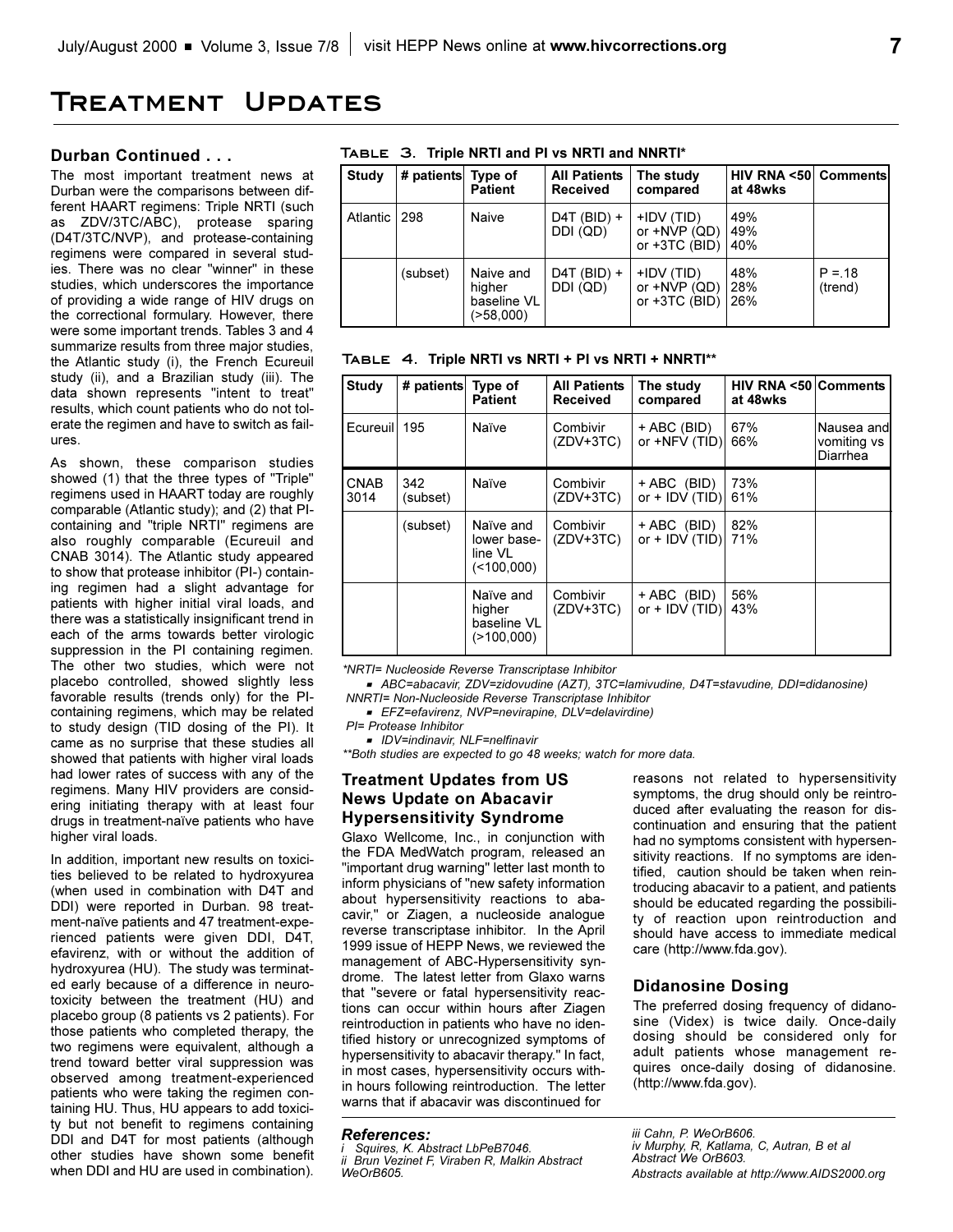# Treatment Updates

## Durban Continued . . .

The most important treatment news at Durban were the comparisons between different HAART regimens: Triple NRTI (such as ZDV/3TC/ABC), protease sparing (D4T/3TC/NVP), and protease-containing regimens were compared in several studies. There was no clear "winner" in these studies, which underscores the importance of providing a wide range of HIV drugs on the correctional formulary. However, there were some important trends. Tables 3 and 4 summarize results from three major studies, the Atlantic study (i), the French Ecureuil study (ii), and a Brazilian study (iii). The data shown represents "intent to treat" results, which count patients who do not tolerate the regimen and have to switch as failures.

As shown, these comparison studies showed (1) that the three types of "Triple" regimens used in HAART today are roughly comparable (Atlantic study); and (2) that PI-containing and "triple NRTI" regimens are also roughly comparable (Ecureuil and CNAB 3014). The Atlantic study appeared to show that protease inhibitor (PI-) containing regimen had a slight advantage for patients with higher initial viral loads, and there was a statistically insignificant trend in each of the arms towards better virologic suppression in the PI containing regimen. The other two studies, which were not placebo controlled, showed slightly less favorable results (trends only) for the PI-containing regimens, which may be related to study design (TID dosing of the PI). It came as no surprise that these studies all showed that patients with higher viral loads had lower rates of success with any of the regimens. Many HIV providers are considering initiating therapy with at least four drugs in treatment-naïve patients who have higher viral loads.

In addition, important new results on toxicities believed to be related to hydroxyurea (when used in combination with D4T and DDI) were reported in Durban. 98 treatment-naïve patients and 47 treatment-experienced patients were given DDI, D4T, efavirenz, with or without the addition of hydroxyurea (HU). The study was terminated early because of a difference in neurotoxicity between the treatment (HU) and placebo group (8 patients vs 2 patients). For those patients who completed therapy, the two regimens were equivalent, although a trend toward better viral suppression was observed among treatment-experienced patients who were taking the regimen containing HU. Thus, HU appears to add toxicity but not benefit to regimens containing DDI and D4T for most patients (although other studies have shown some benefit when DDI and HU are used in combination).

**Table 3. Triple NRTI and PI vs NRTI and NNRTI***

| Study | # patients | Type of Patient | All Patients Received | The study compared | HIV RNA <50 at 48wks | Comments |
|---|---|---|---|---|---|---|
| Atlantic | 298 | Naive | D4T (BID) + DDI (QD) | +IDV (TID) or +NVP (QD) or +3TC (BID) | 49% 49% 40% | |
| | (subset) | Naive and higher baseline VL (>58,000) | D4T (BID) + DDI (QD) | +IDV (TID) or +NVP (QD) or +3TC (BID) | 48% 28% 26% | P =.18 (trend) |

**Table 4. Triple NRTI vs NRTI + PI vs NRTI + NNRTI****

| Study | # patients | Type of Patient | All Patients Received | The study compared | HIV RNA <50 at 48wks | Comments |
|---|---|---|---|---|---|---|
| Ecureuil | 195 | Naïve | Combivir (ZDV+3TC) | + ABC (BID) or +NFV (TID) | 67% 66% | Nausea and vomiting vs Diarrhea |
| CNAB 3014 | 342 (subset) | Naïve | Combivir (ZDV+3TC) | + ABC (BID) or + IDV (TID) | 73% 61% | |
| | (subset) | Naïve and lower baseline VL (<100,000) | Combivir (ZDV+3TC) | + ABC (BID) or + IDV (TID) | 82% 71% | |
| | | Naïve and higher baseline VL (>100,000) | Combivir (ZDV+3TC) | + ABC (BID) or + IDV (TID) | 56% 43% | |

*NRTI= Nucleoside Reverse Transcriptase Inhibitor*

- *ABC=abacavir, ZDV=zidovudine (AZT), 3TC=lamivudine, D4T=stavudine, DDI=didanosine)*

*NNRTI= Non-Nucleoside Reverse Transcriptase Inhibitor*

- *EFZ=efavirenz, NVP=nevirapine, DLV=delavirdine)*

*PI= Protease Inhibitor*

- *IDV=indinavir, NLF=nelfinavir*

*\*\*Both studies are expected to go 48 weeks; watch for more data.*

## Treatment Updates from US News Update on Abacavir Hypersensitivity Syndrome

Glaxo Wellcome, Inc., in conjunction with the FDA MedWatch program, released an "important drug warning" letter last month to inform physicians of "new safety information about hypersensitivity reactions to abacavir," or Ziagen, a nucleoside analogue reverse transcriptase inhibitor. In the April 1999 issue of HEPP News, we reviewed the management of ABC-Hypersensitivity syndrome. The latest letter from Glaxo warns that "severe or fatal hypersensitivity reactions can occur within hours after Ziagen reintroduction in patients who have no identified history or unrecognized symptoms of hypersensitivity to abacavir therapy." In fact, in most cases, hypersensitivity occurs within hours following reintroduction. The letter warns that if abacavir was discontinued for reasons not related to hypersensitivity symptoms, the drug should only be reintroduced after evaluating the reason for discontinuation and ensuring that the patient had no symptoms consistent with hypersensitivity reactions. If no symptoms are identified, caution should be taken when reintroducing abacavir to a patient, and patients should be educated regarding the possibility of reaction upon reintroduction and should have access to immediate medical care (http://www.fda.gov).

## Didanosine Dosing

The preferred dosing frequency of didanosine (Videx) is twice daily. Once-daily dosing should be considered only for adult patients whose management requires once-daily dosing of didanosine. (http://www.fda.gov).

### References:

*i Squires, K. Abstract LbPeB7046.*
*ii Brun Vezinet F, Viraben R, Malkin Abstract WeOrB605.*
*iii Cahn, P. WeOrB606.*
*iv Murphy, R, Katlama, C, Autran, B et al Abstract We OrB603.*
*Abstracts available at http://www.AIDS2000.org*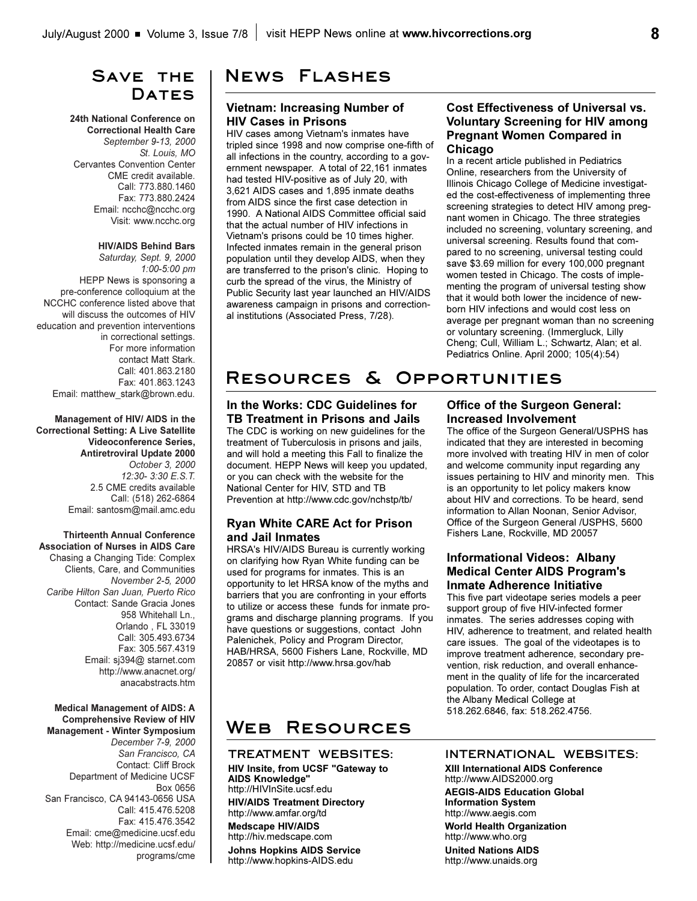## Save the Dates

**24th National Conference on Correctional Health Care**
*September 9-13, 2000*
*St. Louis, MO*
Cervantes Convention Center
CME credit available.
Call: 773.880.1460
Fax: 773.880.2424
Email: ncchc@ncchc.org
Visit: www.ncchc.org

**HIV/AIDS Behind Bars**
*Saturday, Sept. 9, 2000*
*1:00-5:00 pm*
HEPP News is sponsoring a pre-conference colloquium at the NCCHC conference listed above that will discuss the outcomes of HIV education and prevention interventions in correctional settings.
For more information contact Matt Stark.
Call: 401.863.2180
Fax: 401.863.1243
Email: matthew_stark@brown.edu.

**Management of HIV/ AIDS in the Correctional Setting: A Live Satellite Videoconference Series, Antiretroviral Update 2000**
*October 3, 2000*
*12:30- 3:30 E.S.T.*
2.5 CME credits available
Call: (518) 262-6864
Email: santosm@mail.amc.edu

**Thirteenth Annual Conference Association of Nurses in AIDS Care**
Chasing a Changing Tide: Complex Clients, Care, and Communities
*November 2-5, 2000*
*Caribe Hilton San Juan, Puerto Rico*
Contact: Sande Gracia Jones
958 Whitehall Ln.,
Orlando , FL 33019
Call: 305.493.6734
Fax: 305.567.4319
Email: sj394@ starnet.com
http://www.anacnet.org/anacabstracts.htm

**Medical Management of AIDS: A Comprehensive Review of HIV Management - Winter Symposium**
*December 7-9, 2000*
*San Francisco, CA*
Contact: Cliff Brock
Department of Medicine UCSF
Box 0656
San Francisco, CA 94143-0656 USA
Call: 415.476.5208
Fax: 415.476.3542
Email: cme@medicine.ucsf.edu
Web: http://medicine.ucsf.edu/programs/cme

## News Flashes

### Vietnam: Increasing Number of HIV Cases in Prisons

HIV cases among Vietnam's inmates have tripled since 1998 and now comprise one-fifth of all infections in the country, according to a government newspaper. A total of 22,161 inmates had tested HIV-positive as of July 20, with 3,621 AIDS cases and 1,895 inmate deaths from AIDS since the first case detection in 1990. A National AIDS Committee official said that the actual number of HIV infections in Vietnam's prisons could be 10 times higher. Infected inmates remain in the general prison population until they develop AIDS, when they are transferred to the prison's clinic. Hoping to curb the spread of the virus, the Ministry of Public Security last year launched an HIV/AIDS awareness campaign in prisons and correctional institutions (Associated Press, 7/28).

### Cost Effectiveness of Universal vs. Voluntary Screening for HIV among Pregnant Women Compared in Chicago

In a recent article published in Pediatrics Online, researchers from the University of Illinois Chicago College of Medicine investigated the cost-effectiveness of implementing three screening strategies to detect HIV among pregnant women in Chicago. The three strategies included no screening, voluntary screening, and universal screening. Results found that compared to no screening, universal testing could save $3.69 million for every 100,000 pregnant women tested in Chicago. The costs of implementing the program of universal testing show that it would both lower the incidence of newborn HIV infections and would cost less on average per pregnant woman than no screening or voluntary screening. (Immergluck, Lilly Cheng; Cull, William L.; Schwartz, Alan; et al. Pediatrics Online. April 2000; 105(4):54)

## Resources & Opportunities

### In the Works: CDC Guidelines for TB Treatment in Prisons and Jails

The CDC is working on new guidelines for the treatment of Tuberculosis in prisons and jails, and will hold a meeting this Fall to finalize the document. HEPP News will keep you updated, or you can check with the website for the National Center for HIV, STD and TB Prevention at http://www.cdc.gov/nchstp/tb/

### Ryan White CARE Act for Prison and Jail Inmates

HRSA's HIV/AIDS Bureau is currently working on clarifying how Ryan White funding can be used for programs for inmates. This is an opportunity to let HRSA know of the myths and barriers that you are confronting in your efforts to utilize or access these funds for inmate programs and discharge planning programs. If you have questions or suggestions, contact John Palenichek, Policy and Program Director, HAB/HRSA, 5600 Fishers Lane, Rockville, MD 20857 or visit http://www.hrsa.gov/hab

### Office of the Surgeon General: Increased Involvement

The office of the Surgeon General/USPHS has indicated that they are interested in becoming more involved with treating HIV in men of color and welcome community input regarding any issues pertaining to HIV and minority men. This is an opportunity to let policy makers know about HIV and corrections. To be heard, send information to Allan Noonan, Senior Advisor, Office of the Surgeon General /USPHS, 5600 Fishers Lane, Rockville, MD 20057

### Informational Videos: Albany Medical Center AIDS Program's Inmate Adherence Initiative

This five part videotape series models a peer support group of five HIV-infected former inmates. The series addresses coping with HIV, adherence to treatment, and related health care issues. The goal of the videotapes is to improve treatment adherence, secondary prevention, risk reduction, and overall enhancement in the quality of life for the incarcerated population. To order, contact Douglas Fish at the Albany Medical College at 518.262.6846, fax: 518.262.4756.

## Web Resources

### Treatment Websites:

**HIV Insite, from UCSF "Gateway to AIDS Knowledge"**
http://HIVInSite.ucsf.edu

**HIV/AIDS Treatment Directory**
http://www.amfar.org/td

**Medscape HIV/AIDS**
http://hiv.medscape.com

**Johns Hopkins AIDS Service**
http://www.hopkins-AIDS.edu

### International Websites:

**XIII International AIDS Conference**
http://www.AIDS2000.org

**AEGIS-AIDS Education Global Information System**
http://www.aegis.com

**World Health Organization**
http://www.who.org

**United Nations AIDS**
http://www.unaids.org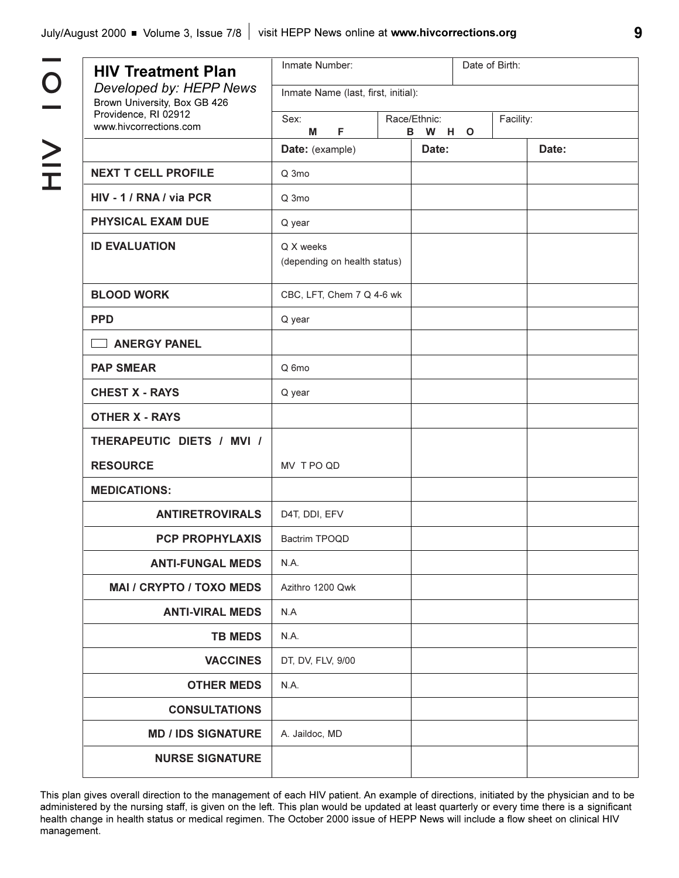HIV 101

| **HIV Treatment Plan** *Developed by: HEPP News* Brown University, Box GB 426 Providence, RI 02912 www.hivcorrections.com | Inmate Number: | Date of Birth: |
|---|---|---|
| | Inmate Name (last, first, initial): | |
| | Sex: **M F** / Race/Ethnic: **B W H O** | Facility: |
| | **Date:** (example) | **Date:** | **Date:** |
| **NEXT T CELL PROFILE** | Q 3mo | | |
| **HIV - 1 / RNA / via PCR** | Q 3mo | | |
| **PHYSICAL EXAM DUE** | Q year | | |
| **ID EVALUATION** | Q X weeks (depending on health status) | | |
| **BLOOD WORK** | CBC, LFT, Chem 7 Q 4-6 wk | | |
| **PPD** | Q year | | |
| ☐ **ANERGY PANEL** | | | |
| **PAP SMEAR** | Q 6mo | | |
| **CHEST X - RAYS** | Q year | | |
| **OTHER X - RAYS** | | | |
| **THERAPEUTIC DIETS / MVI / RESOURCE** | MV T PO QD | | |
| **MEDICATIONS:** | | | |
| **ANTIRETROVIRALS** | D4T, DDI, EFV | | |
| **PCP PROPHYLAXIS** | Bactrim TPOQD | | |
| **ANTI-FUNGAL MEDS** | N.A. | | |
| **MAI / CRYPTO / TOXO MEDS** | Azithro 1200 Qwk | | |
| **ANTI-VIRAL MEDS** | N.A | | |
| **TB MEDS** | N.A. | | |
| **VACCINES** | DT, DV, FLV, 9/00 | | |
| **OTHER MEDS** | N.A. | | |
| **CONSULTATIONS** | | | |
| **MD / IDS SIGNATURE** | A. Jaildoc, MD | | |
| **NURSE SIGNATURE** | | | |

This plan gives overall direction to the management of each HIV patient. An example of directions, initiated by the physician and to be administered by the nursing staff, is given on the left. This plan would be updated at least quarterly or every time there is a significant health change in health status or medical regimen. The October 2000 issue of HEPP News will include a flow sheet on clinical HIV management.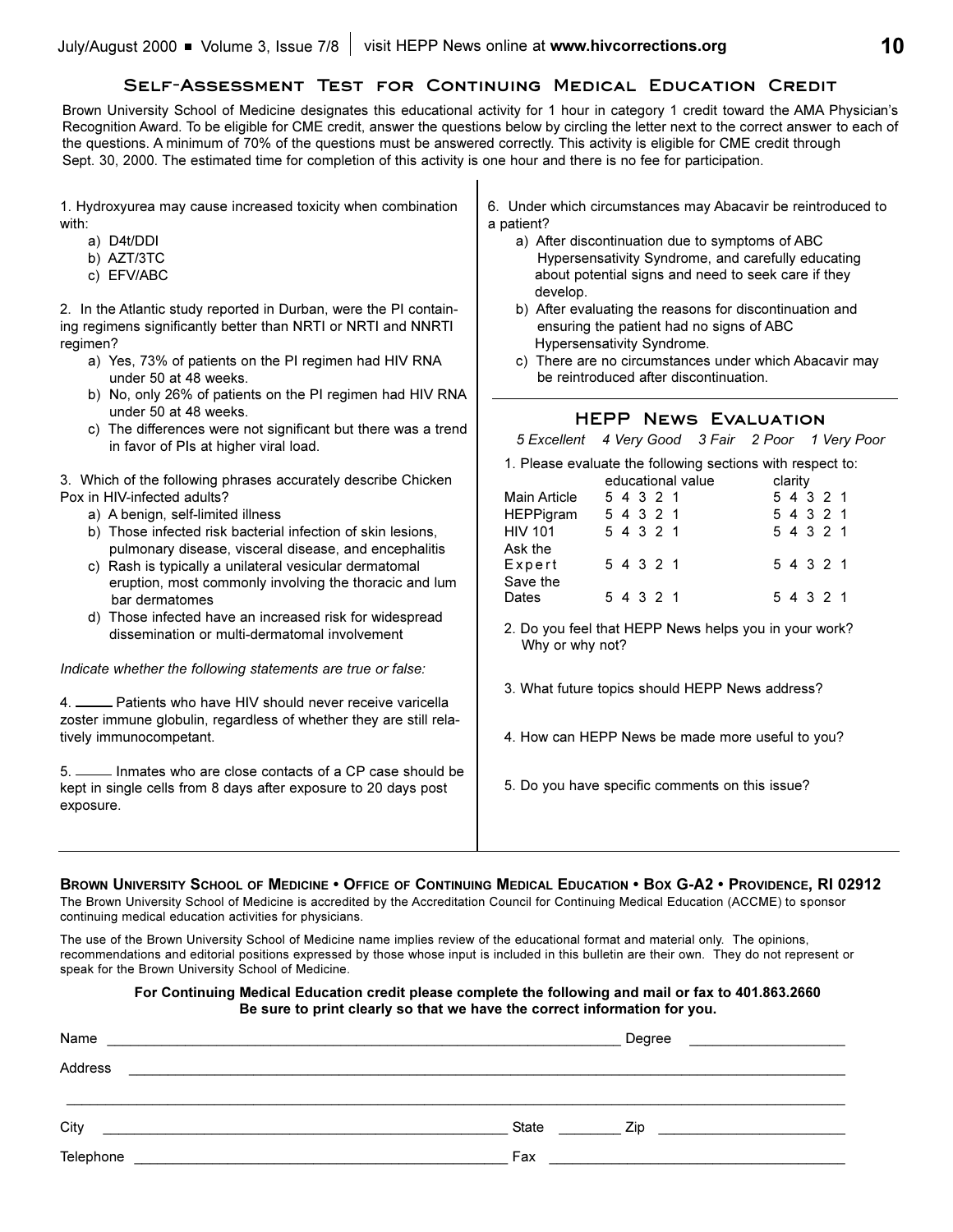## Self-Assessment Test for Continuing Medical Education Credit

Brown University School of Medicine designates this educational activity for 1 hour in category 1 credit toward the AMA Physician's Recognition Award. To be eligible for CME credit, answer the questions below by circling the letter next to the correct answer to each of the questions. A minimum of 70% of the questions must be answered correctly. This activity is eligible for CME credit through Sept. 30, 2000. The estimated time for completion of this activity is one hour and there is no fee for participation.

1. Hydroxyurea may cause increased toxicity when combination with:
   a) D4t/DDI
   b) AZT/3TC
   c) EFV/ABC

2. In the Atlantic study reported in Durban, were the PI containing regimens significantly better than NRTI or NRTI and NNRTI regimen?
   a) Yes, 73% of patients on the PI regimen had HIV RNA under 50 at 48 weeks.
   b) No, only 26% of patients on the PI regimen had HIV RNA under 50 at 48 weeks.
   c) The differences were not significant but there was a trend in favor of PIs at higher viral load.

3. Which of the following phrases accurately describe Chicken Pox in HIV-infected adults?
   a) A benign, self-limited illness
   b) Those infected risk bacterial infection of skin lesions, pulmonary disease, visceral disease, and encephalitis
   c) Rash is typically a unilateral vesicular dermatomal eruption, most commonly involving the thoracic and lum bar dermatomes
   d) Those infected have an increased risk for widespread dissemination or multi-dermatomal involvement

*Indicate whether the following statements are true or false:*

4. _____ Patients who have HIV should never receive varicella zoster immune globulin, regardless of whether they are still relatively immunocompetant.

5. _____ Inmates who are close contacts of a CP case should be kept in single cells from 8 days after exposure to 20 days post exposure.

6. Under which circumstances may Abacavir be reintroduced to a patient?
   a) After discontinuation due to symptoms of ABC Hypersensativity Syndrome, and carefully educating about potential signs and need to seek care if they develop.
   b) After evaluating the reasons for discontinuation and ensuring the patient had no signs of ABC Hypersensativity Syndrome.
   c) There are no circumstances under which Abacavir may be reintroduced after discontinuation.

## HEPP News Evaluation

*5 Excellent 4 Very Good 3 Fair 2 Poor 1 Very Poor*

1. Please evaluate the following sections with respect to:

| | educational value | clarity |
|---|---|---|
| Main Article | 5 4 3 2 1 | 5 4 3 2 1 |
| HEPPigram | 5 4 3 2 1 | 5 4 3 2 1 |
| HIV 101 | 5 4 3 2 1 | 5 4 3 2 1 |
| Ask the Expert | 5 4 3 2 1 | 5 4 3 2 1 |
| Save the Dates | 5 4 3 2 1 | 5 4 3 2 1 |

2. Do you feel that HEPP News helps you in your work? Why or why not?

3. What future topics should HEPP News address?

4. How can HEPP News be made more useful to you?

5. Do you have specific comments on this issue?

**Brown University School of Medicine • Office of Continuing Medical Education • Box G-A2 • Providence, RI 02912**

The Brown University School of Medicine is accredited by the Accreditation Council for Continuing Medical Education (ACCME) to sponsor continuing medical education activities for physicians.

The use of the Brown University School of Medicine name implies review of the educational format and material only. The opinions, recommendations and editorial positions expressed by those whose input is included in this bulletin are their own. They do not represent or speak for the Brown University School of Medicine.

**For Continuing Medical Education credit please complete the following and mail or fax to 401.863.2660**
**Be sure to print clearly so that we have the correct information for you.**

Name ______________________________ Degree ______________

Address ______________________________________________

______________________________________________________

City ______________________ State ________ Zip ______________

Telephone ______________________ Fax ______________________